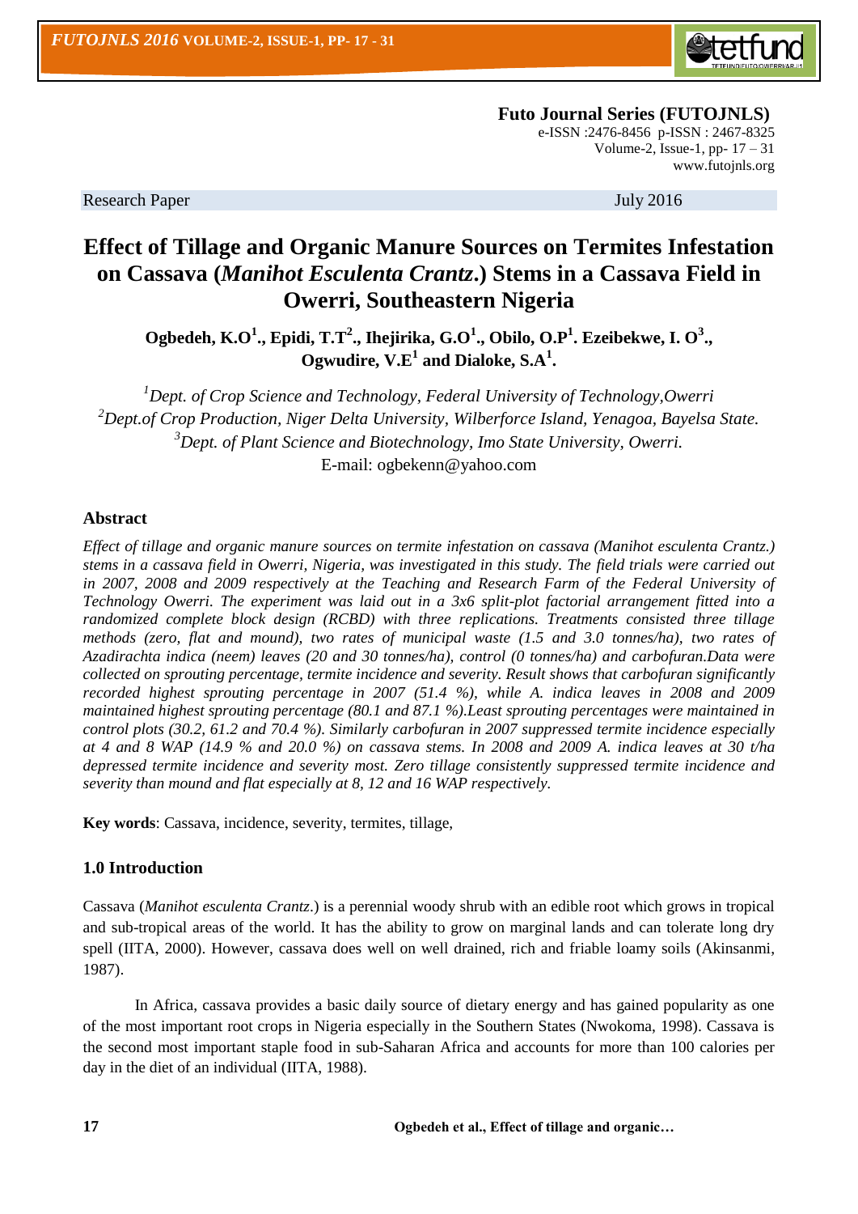**Futo Journal Series (FUTOJNLS)**
e-ISSN :2476-8456 p-ISSN : 2467-8325
Volume-2, Issue-1, pp- 17 – 31
www.futojnls.org

Research Paper July 2016

# Effect of Tillage and Organic Manure Sources on Termites Infestation on Cassava (*Manihot Esculenta Crantz*.) Stems in a Cassava Field in Owerri, Southeastern Nigeria

**Ogbedeh, K.O[1]., Epidi, T.T[2]., Ihejirika, G.O[1]., Obilo, O.P[1]. Ezeibekwe, I. O[3]., Ogwudire, V.E[1] and Dialoke, S.A[1].**

[1]*Dept. of Crop Science and Technology, Federal University of Technology,Owerri*
[2]*Dept.of Crop Production, Niger Delta University, Wilberforce Island, Yenagoa, Bayelsa State.*
[3]*Dept. of Plant Science and Biotechnology, Imo State University, Owerri.*
E-mail: ogbekenn@yahoo.com

## Abstract

*Effect of tillage and organic manure sources on termite infestation on cassava (Manihot esculenta Crantz.) stems in a cassava field in Owerri, Nigeria, was investigated in this study. The field trials were carried out in 2007, 2008 and 2009 respectively at the Teaching and Research Farm of the Federal University of Technology Owerri. The experiment was laid out in a 3x6 split-plot factorial arrangement fitted into a randomized complete block design (RCBD) with three replications. Treatments consisted three tillage methods (zero, flat and mound), two rates of municipal waste (1.5 and 3.0 tonnes/ha), two rates of Azadirachta indica (neem) leaves (20 and 30 tonnes/ha), control (0 tonnes/ha) and carbofuran.Data were collected on sprouting percentage, termite incidence and severity. Result shows that carbofuran significantly recorded highest sprouting percentage in 2007 (51.4 %), while A. indica leaves in 2008 and 2009 maintained highest sprouting percentage (80.1 and 87.1 %).Least sprouting percentages were maintained in control plots (30.2, 61.2 and 70.4 %). Similarly carbofuran in 2007 suppressed termite incidence especially at 4 and 8 WAP (14.9 % and 20.0 %) on cassava stems. In 2008 and 2009 A. indica leaves at 30 t/ha depressed termite incidence and severity most. Zero tillage consistently suppressed termite incidence and severity than mound and flat especially at 8, 12 and 16 WAP respectively.*

**Key words**: Cassava, incidence, severity, termites, tillage,

## 1.0 Introduction

Cassava (*Manihot esculenta Crantz*.) is a perennial woody shrub with an edible root which grows in tropical and sub-tropical areas of the world. It has the ability to grow on marginal lands and can tolerate long dry spell (IITA, 2000). However, cassava does well on well drained, rich and friable loamy soils (Akinsanmi, 1987).

In Africa, cassava provides a basic daily source of dietary energy and has gained popularity as one of the most important root crops in Nigeria especially in the Southern States (Nwokoma, 1998). Cassava is the second most important staple food in sub-Saharan Africa and accounts for more than 100 calories per day in the diet of an individual (IITA, 1988).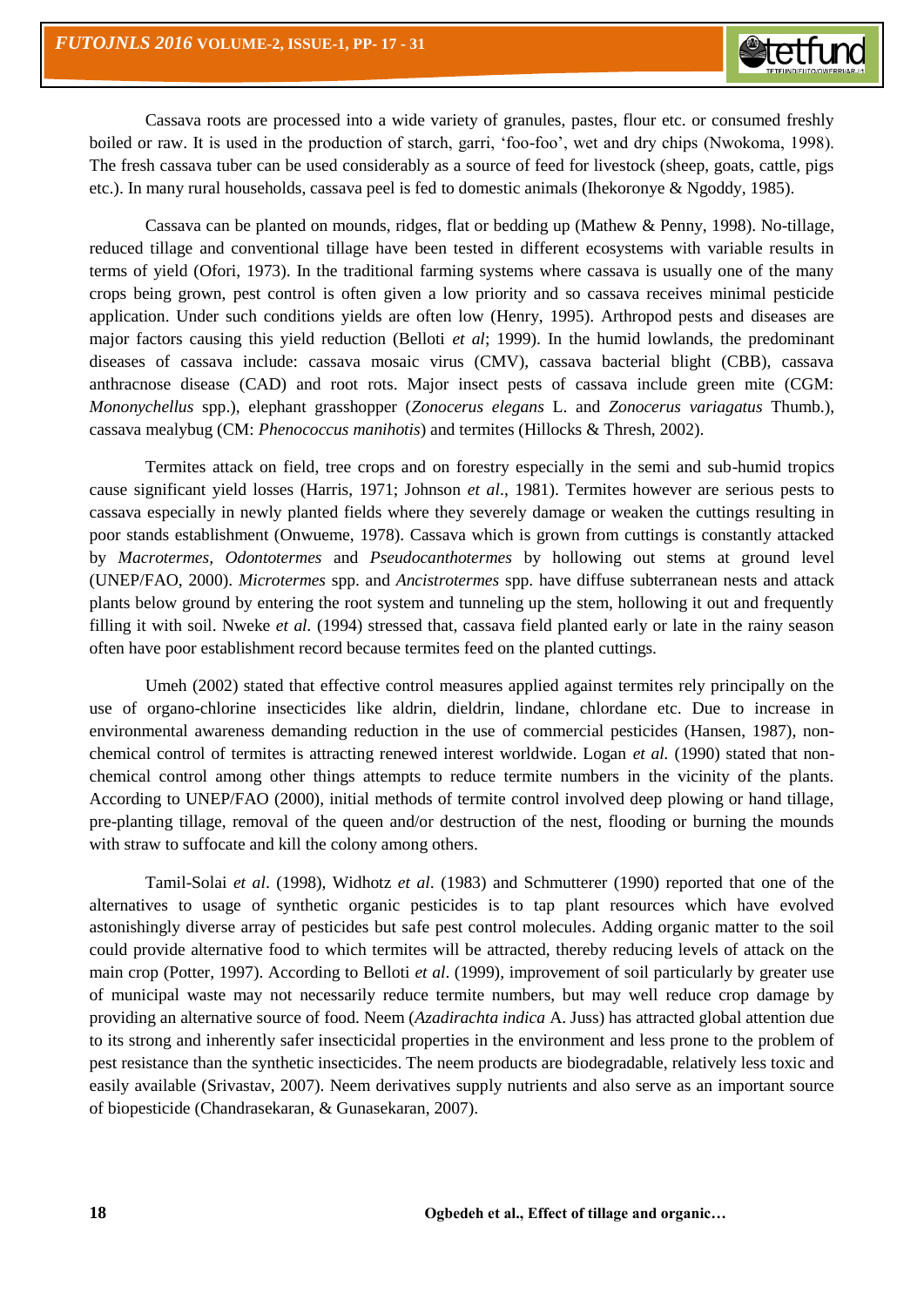Cassava roots are processed into a wide variety of granules, pastes, flour etc. or consumed freshly boiled or raw. It is used in the production of starch, garri, 'foo-foo', wet and dry chips (Nwokoma, 1998). The fresh cassava tuber can be used considerably as a source of feed for livestock (sheep, goats, cattle, pigs etc.). In many rural households, cassava peel is fed to domestic animals (Ihekoronye & Ngoddy, 1985).

Cassava can be planted on mounds, ridges, flat or bedding up (Mathew & Penny, 1998). No-tillage, reduced tillage and conventional tillage have been tested in different ecosystems with variable results in terms of yield (Ofori, 1973). In the traditional farming systems where cassava is usually one of the many crops being grown, pest control is often given a low priority and so cassava receives minimal pesticide application. Under such conditions yields are often low (Henry, 1995). Arthropod pests and diseases are major factors causing this yield reduction (Belloti *et al*; 1999). In the humid lowlands, the predominant diseases of cassava include: cassava mosaic virus (CMV), cassava bacterial blight (CBB), cassava anthracnose disease (CAD) and root rots. Major insect pests of cassava include green mite (CGM: *Mononychellus* spp.), elephant grasshopper (*Zonocerus elegans* L. and *Zonocerus variagatus* Thumb.), cassava mealybug (CM: *Phenococcus manihotis*) and termites (Hillocks & Thresh, 2002).

Termites attack on field, tree crops and on forestry especially in the semi and sub-humid tropics cause significant yield losses (Harris, 1971; Johnson *et al*., 1981). Termites however are serious pests to cassava especially in newly planted fields where they severely damage or weaken the cuttings resulting in poor stands establishment (Onwueme, 1978). Cassava which is grown from cuttings is constantly attacked by *Macrotermes*, *Odontotermes* and *Pseudocanthotermes* by hollowing out stems at ground level (UNEP/FAO, 2000). *Microtermes* spp. and *Ancistrotermes* spp. have diffuse subterranean nests and attack plants below ground by entering the root system and tunneling up the stem, hollowing it out and frequently filling it with soil. Nweke *et al.* (1994) stressed that, cassava field planted early or late in the rainy season often have poor establishment record because termites feed on the planted cuttings.

Umeh (2002) stated that effective control measures applied against termites rely principally on the use of organo-chlorine insecticides like aldrin, dieldrin, lindane, chlordane etc. Due to increase in environmental awareness demanding reduction in the use of commercial pesticides (Hansen, 1987), non-chemical control of termites is attracting renewed interest worldwide. Logan *et al.* (1990) stated that non-chemical control among other things attempts to reduce termite numbers in the vicinity of the plants. According to UNEP/FAO (2000), initial methods of termite control involved deep plowing or hand tillage, pre-planting tillage, removal of the queen and/or destruction of the nest, flooding or burning the mounds with straw to suffocate and kill the colony among others.

Tamil-Solai *et al*. (1998), Widhotz *et al*. (1983) and Schmutterer (1990) reported that one of the alternatives to usage of synthetic organic pesticides is to tap plant resources which have evolved astonishingly diverse array of pesticides but safe pest control molecules. Adding organic matter to the soil could provide alternative food to which termites will be attracted, thereby reducing levels of attack on the main crop (Potter, 1997). According to Belloti *et al*. (1999), improvement of soil particularly by greater use of municipal waste may not necessarily reduce termite numbers, but may well reduce crop damage by providing an alternative source of food. Neem (*Azadirachta indica* A. Juss) has attracted global attention due to its strong and inherently safer insecticidal properties in the environment and less prone to the problem of pest resistance than the synthetic insecticides. The neem products are biodegradable, relatively less toxic and easily available (Srivastav, 2007). Neem derivatives supply nutrients and also serve as an important source of biopesticide (Chandrasekaran, & Gunasekaran, 2007).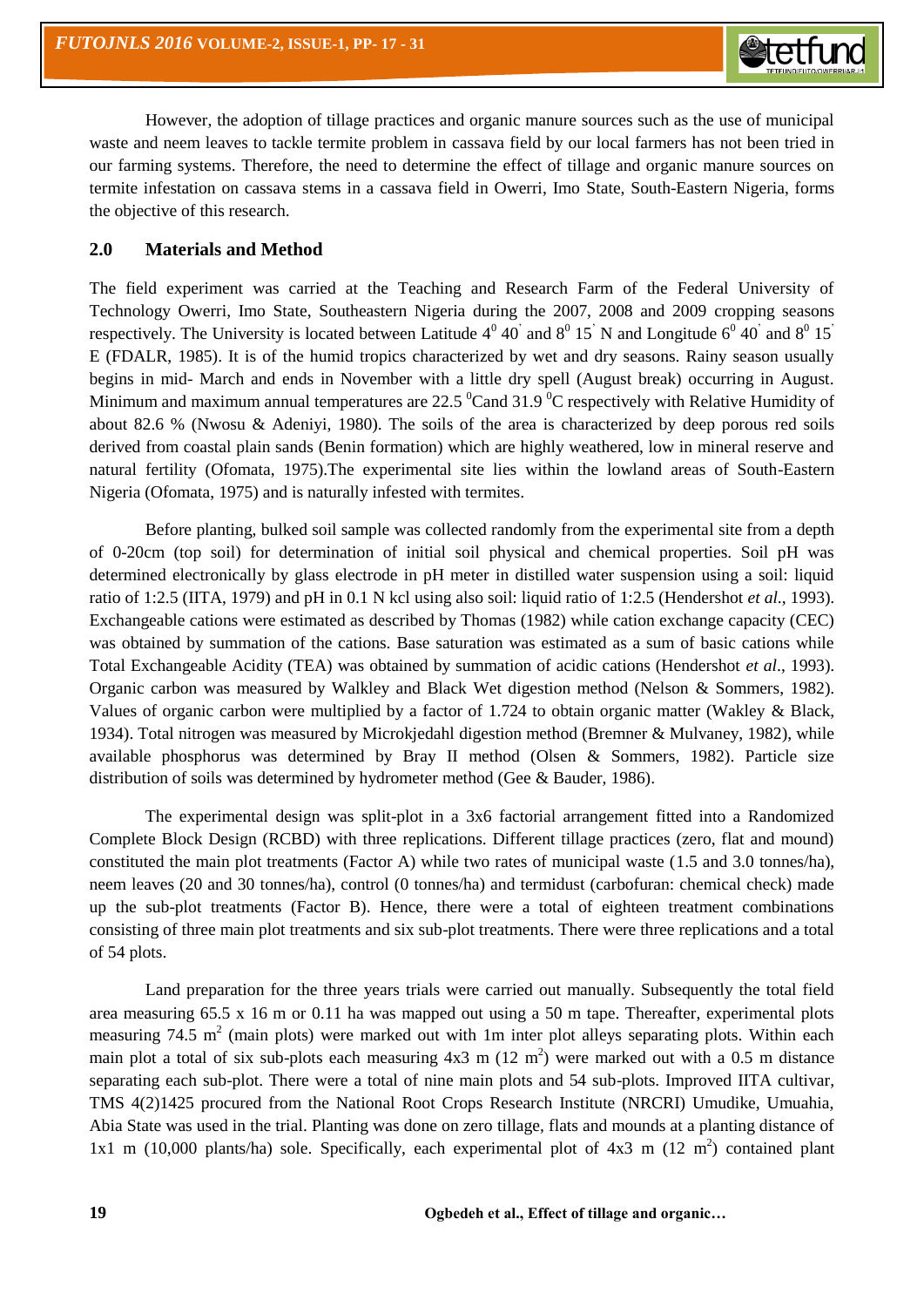However, the adoption of tillage practices and organic manure sources such as the use of municipal waste and neem leaves to tackle termite problem in cassava field by our local farmers has not been tried in our farming systems. Therefore, the need to determine the effect of tillage and organic manure sources on termite infestation on cassava stems in a cassava field in Owerri, Imo State, South-Eastern Nigeria, forms the objective of this research.

## 2.0 Materials and Method

The field experiment was carried at the Teaching and Research Farm of the Federal University of Technology Owerri, Imo State, Southeastern Nigeria during the 2007, 2008 and 2009 cropping seasons respectively. The University is located between Latitude $4^0$ 40' and $8^0$ 15' N and Longitude $6^0$ 40' and $8^0$ 15' E (FDALR, 1985). It is of the humid tropics characterized by wet and dry seasons. Rainy season usually begins in mid- March and ends in November with a little dry spell (August break) occurring in August. Minimum and maximum annual temperatures are 22.5 $^0$Cand 31.9 $^0$C respectively with Relative Humidity of about 82.6 % (Nwosu & Adeniyi, 1980). The soils of the area is characterized by deep porous red soils derived from coastal plain sands (Benin formation) which are highly weathered, low in mineral reserve and natural fertility (Ofomata, 1975).The experimental site lies within the lowland areas of South-Eastern Nigeria (Ofomata, 1975) and is naturally infested with termites.

Before planting, bulked soil sample was collected randomly from the experimental site from a depth of 0-20cm (top soil) for determination of initial soil physical and chemical properties. Soil pH was determined electronically by glass electrode in pH meter in distilled water suspension using a soil: liquid ratio of 1:2.5 (IITA, 1979) and pH in 0.1 N kcl using also soil: liquid ratio of 1:2.5 (Hendershot *et al*., 1993). Exchangeable cations were estimated as described by Thomas (1982) while cation exchange capacity (CEC) was obtained by summation of the cations. Base saturation was estimated as a sum of basic cations while Total Exchangeable Acidity (TEA) was obtained by summation of acidic cations (Hendershot *et al*., 1993). Organic carbon was measured by Walkley and Black Wet digestion method (Nelson & Sommers, 1982). Values of organic carbon were multiplied by a factor of 1.724 to obtain organic matter (Wakley & Black, 1934). Total nitrogen was measured by Microkjedahl digestion method (Bremner & Mulvaney, 1982), while available phosphorus was determined by Bray II method (Olsen & Sommers, 1982). Particle size distribution of soils was determined by hydrometer method (Gee & Bauder, 1986).

The experimental design was split-plot in a 3x6 factorial arrangement fitted into a Randomized Complete Block Design (RCBD) with three replications. Different tillage practices (zero, flat and mound) constituted the main plot treatments (Factor A) while two rates of municipal waste (1.5 and 3.0 tonnes/ha), neem leaves (20 and 30 tonnes/ha), control (0 tonnes/ha) and termidust (carbofuran: chemical check) made up the sub-plot treatments (Factor B). Hence, there were a total of eighteen treatment combinations consisting of three main plot treatments and six sub-plot treatments. There were three replications and a total of 54 plots.

Land preparation for the three years trials were carried out manually. Subsequently the total field area measuring 65.5 x 16 m or 0.11 ha was mapped out using a 50 m tape. Thereafter, experimental plots measuring 74.5 m$^2$ (main plots) were marked out with 1m inter plot alleys separating plots. Within each main plot a total of six sub-plots each measuring 4x3 m (12 m$^2$) were marked out with a 0.5 m distance separating each sub-plot. There were a total of nine main plots and 54 sub-plots. Improved IITA cultivar, TMS 4(2)1425 procured from the National Root Crops Research Institute (NRCRI) Umudike, Umuahia, Abia State was used in the trial. Planting was done on zero tillage, flats and mounds at a planting distance of 1x1 m (10,000 plants/ha) sole. Specifically, each experimental plot of 4x3 m (12 m$^2$) contained plant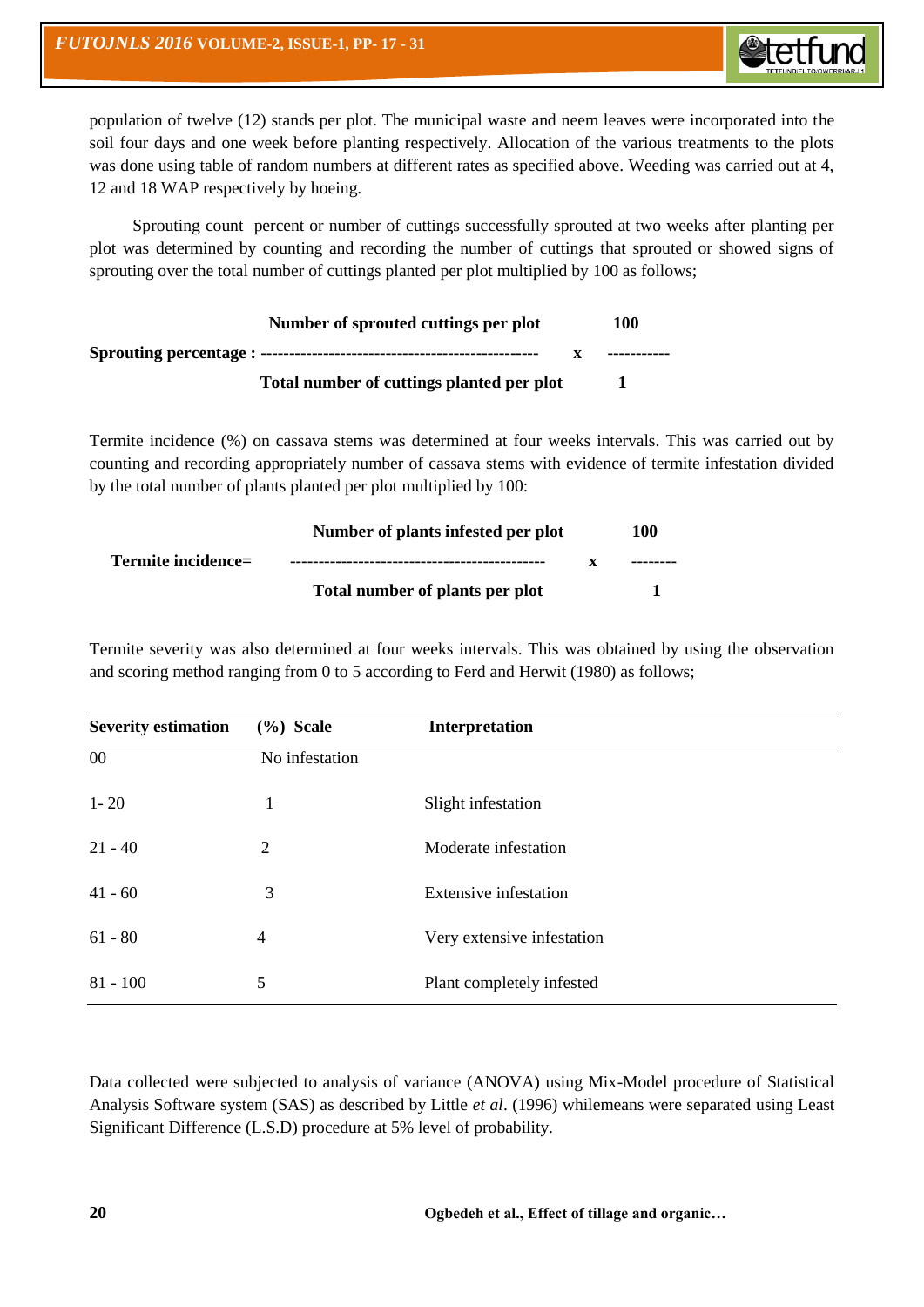population of twelve (12) stands per plot. The municipal waste and neem leaves were incorporated into the soil four days and one week before planting respectively. Allocation of the various treatments to the plots was done using table of random numbers at different rates as specified above. Weeding was carried out at 4, 12 and 18 WAP respectively by hoeing.

Sprouting count percent or number of cuttings successfully sprouted at two weeks after planting per plot was determined by counting and recording the number of cuttings that sprouted or showed signs of sprouting over the total number of cuttings planted per plot multiplied by 100 as follows;

$$\textbf{Sprouting percentage} : \frac{\textbf{Number of sprouted cuttings per plot}}{\textbf{Total number of cuttings planted per plot}} \times \frac{\textbf{100}}{\textbf{1}}$$

Termite incidence (%) on cassava stems was determined at four weeks intervals. This was carried out by counting and recording appropriately number of cassava stems with evidence of termite infestation divided by the total number of plants planted per plot multiplied by 100:

$$\textbf{Termite incidence} = \frac{\textbf{Number of plants infested per plot}}{\textbf{Total number of plants per plot}} \times \frac{\textbf{100}}{\textbf{1}}$$

Termite severity was also determined at four weeks intervals. This was obtained by using the observation and scoring method ranging from 0 to 5 according to Ferd and Herwit (1980) as follows;

| Severity estimation | (%) Scale | Interpretation |
|---|---|---|
| 00 | No infestation | |
| 1- 20 | 1 | Slight infestation |
| 21 - 40 | 2 | Moderate infestation |
| 41 - 60 | 3 | Extensive infestation |
| 61 - 80 | 4 | Very extensive infestation |
| 81 - 100 | 5 | Plant completely infested |

Data collected were subjected to analysis of variance (ANOVA) using Mix-Model procedure of Statistical Analysis Software system (SAS) as described by Little *et al*. (1996) whilemeans were separated using Least Significant Difference (L.S.D) procedure at 5% level of probability.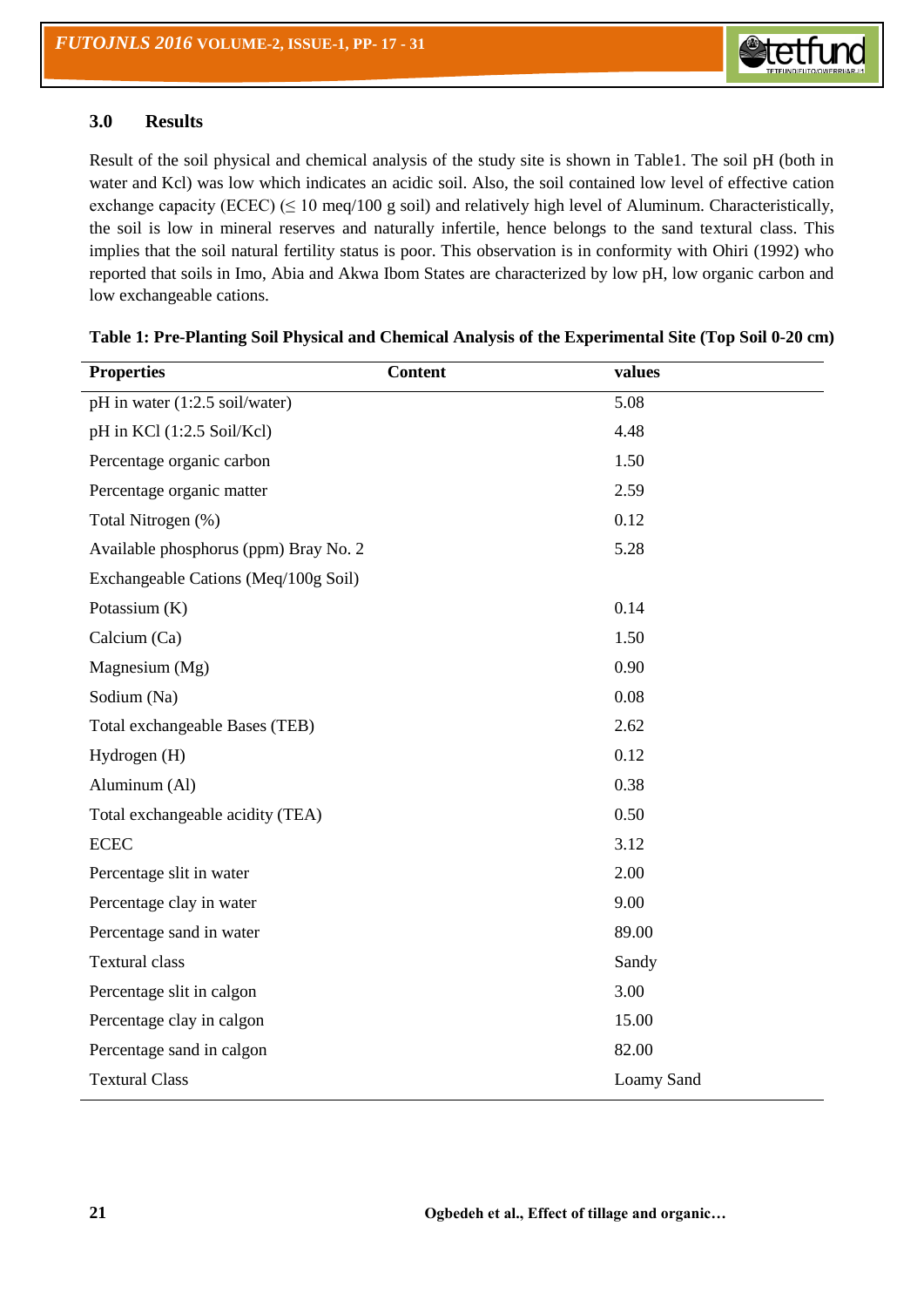## 3.0 Results

Result of the soil physical and chemical analysis of the study site is shown in Table1. The soil pH (both in water and Kcl) was low which indicates an acidic soil. Also, the soil contained low level of effective cation exchange capacity (ECEC) (≤ 10 meq/100 g soil) and relatively high level of Aluminum. Characteristically, the soil is low in mineral reserves and naturally infertile, hence belongs to the sand textural class. This implies that the soil natural fertility status is poor. This observation is in conformity with Ohiri (1992) who reported that soils in Imo, Abia and Akwa Ibom States are characterized by low pH, low organic carbon and low exchangeable cations.

**Table 1: Pre-Planting Soil Physical and Chemical Analysis of the Experimental Site (Top Soil 0-20 cm)**

| Properties | Content | values |
|---|---|---|
| pH in water (1:2.5 soil/water) | | 5.08 |
| pH in KCl (1:2.5 Soil/Kcl) | | 4.48 |
| Percentage organic carbon | | 1.50 |
| Percentage organic matter | | 2.59 |
| Total Nitrogen (%) | | 0.12 |
| Available phosphorus (ppm) Bray No. 2 | | 5.28 |
| Exchangeable Cations (Meq/100g Soil) | | |
| Potassium (K) | | 0.14 |
| Calcium (Ca) | | 1.50 |
| Magnesium (Mg) | | 0.90 |
| Sodium (Na) | | 0.08 |
| Total exchangeable Bases (TEB) | | 2.62 |
| Hydrogen (H) | | 0.12 |
| Aluminum (Al) | | 0.38 |
| Total exchangeable acidity (TEA) | | 0.50 |
| ECEC | | 3.12 |
| Percentage slit in water | | 2.00 |
| Percentage clay in water | | 9.00 |
| Percentage sand in water | | 89.00 |
| Textural class | | Sandy |
| Percentage slit in calgon | | 3.00 |
| Percentage clay in calgon | | 15.00 |
| Percentage sand in calgon | | 82.00 |
| Textural Class | | Loamy Sand |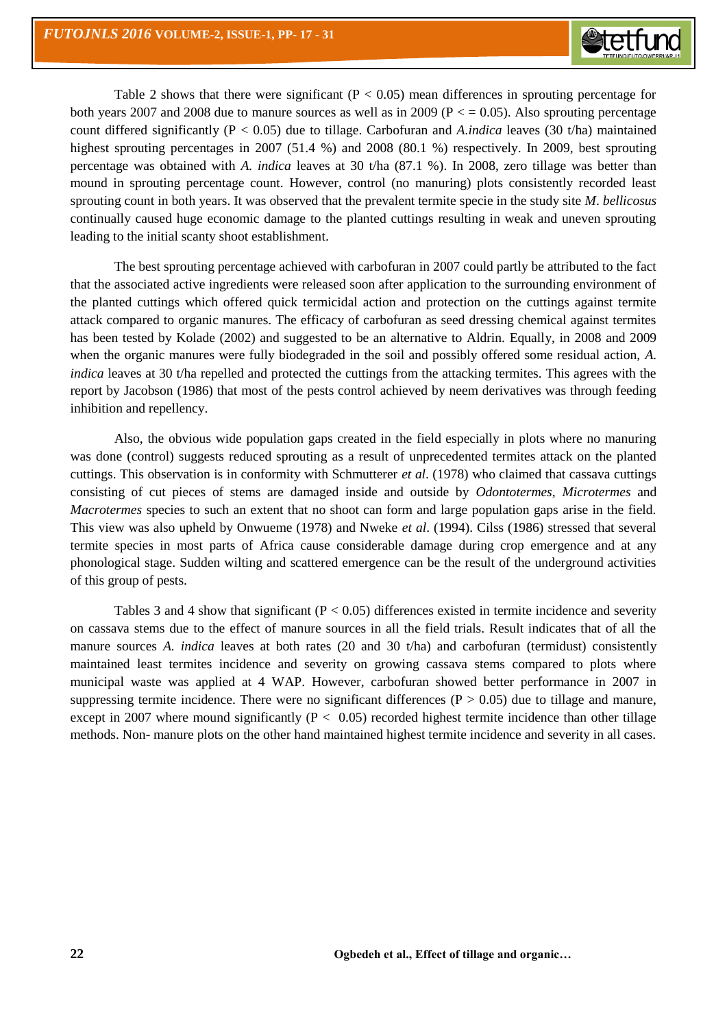Table 2 shows that there were significant ($P < 0.05$) mean differences in sprouting percentage for both years 2007 and 2008 due to manure sources as well as in 2009 ($P \leq 0.05$). Also sprouting percentage count differed significantly ($P < 0.05$) due to tillage. Carbofuran and *A.indica* leaves (30 t/ha) maintained highest sprouting percentages in 2007 (51.4 %) and 2008 (80.1 %) respectively. In 2009, best sprouting percentage was obtained with *A. indica* leaves at 30 t/ha (87.1 %). In 2008, zero tillage was better than mound in sprouting percentage count. However, control (no manuring) plots consistently recorded least sprouting count in both years. It was observed that the prevalent termite specie in the study site *M. bellicosus* continually caused huge economic damage to the planted cuttings resulting in weak and uneven sprouting leading to the initial scanty shoot establishment.

The best sprouting percentage achieved with carbofuran in 2007 could partly be attributed to the fact that the associated active ingredients were released soon after application to the surrounding environment of the planted cuttings which offered quick termicidal action and protection on the cuttings against termite attack compared to organic manures. The efficacy of carbofuran as seed dressing chemical against termites has been tested by Kolade (2002) and suggested to be an alternative to Aldrin. Equally, in 2008 and 2009 when the organic manures were fully biodegraded in the soil and possibly offered some residual action, *A. indica* leaves at 30 t/ha repelled and protected the cuttings from the attacking termites. This agrees with the report by Jacobson (1986) that most of the pests control achieved by neem derivatives was through feeding inhibition and repellency.

Also, the obvious wide population gaps created in the field especially in plots where no manuring was done (control) suggests reduced sprouting as a result of unprecedented termites attack on the planted cuttings. This observation is in conformity with Schmutterer *et al*. (1978) who claimed that cassava cuttings consisting of cut pieces of stems are damaged inside and outside by *Odontotermes*, *Microtermes* and *Macrotermes* species to such an extent that no shoot can form and large population gaps arise in the field. This view was also upheld by Onwueme (1978) and Nweke *et al*. (1994). Cilss (1986) stressed that several termite species in most parts of Africa cause considerable damage during crop emergence and at any phonological stage. Sudden wilting and scattered emergence can be the result of the underground activities of this group of pests.

Tables 3 and 4 show that significant ($P < 0.05$) differences existed in termite incidence and severity on cassava stems due to the effect of manure sources in all the field trials. Result indicates that of all the manure sources *A. indica* leaves at both rates (20 and 30 t/ha) and carbofuran (termidust) consistently maintained least termites incidence and severity on growing cassava stems compared to plots where municipal waste was applied at 4 WAP. However, carbofuran showed better performance in 2007 in suppressing termite incidence. There were no significant differences ($P > 0.05$) due to tillage and manure, except in 2007 where mound significantly ($P < 0.05$) recorded highest termite incidence than other tillage methods. Non- manure plots on the other hand maintained highest termite incidence and severity in all cases.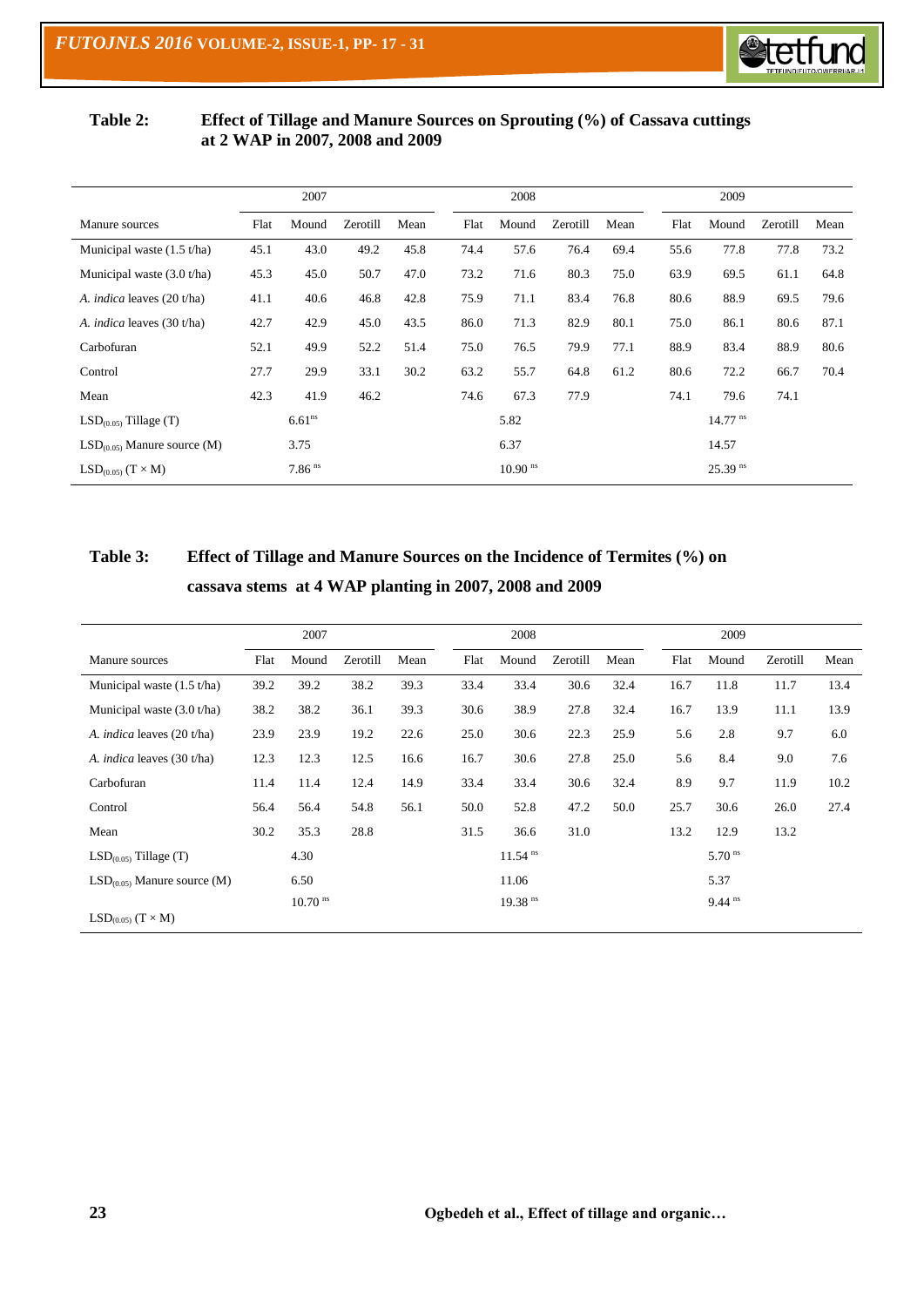**Table 2: Effect of Tillage and Manure Sources on Sprouting (%) of Cassava cuttings at 2 WAP in 2007, 2008 and 2009**

| | 2007 | | | | 2008 | | | | 2009 | | | |
|---|---|---|---|---|---|---|---|---|---|---|---|---|
| Manure sources | Flat | Mound | Zerotill | Mean | Flat | Mound | Zerotill | Mean | Flat | Mound | Zerotill | Mean |
| Municipal waste (1.5 t/ha) | 45.1 | 43.0 | 49.2 | 45.8 | 74.4 | 57.6 | 76.4 | 69.4 | 55.6 | 77.8 | 77.8 | 73.2 |
| Municipal waste (3.0 t/ha) | 45.3 | 45.0 | 50.7 | 47.0 | 73.2 | 71.6 | 80.3 | 75.0 | 63.9 | 69.5 | 61.1 | 64.8 |
| *A. indica* leaves (20 t/ha) | 41.1 | 40.6 | 46.8 | 42.8 | 75.9 | 71.1 | 83.4 | 76.8 | 80.6 | 88.9 | 69.5 | 79.6 |
| *A. indica* leaves (30 t/ha) | 42.7 | 42.9 | 45.0 | 43.5 | 86.0 | 71.3 | 82.9 | 80.1 | 75.0 | 86.1 | 80.6 | 87.1 |
| Carbofuran | 52.1 | 49.9 | 52.2 | 51.4 | 75.0 | 76.5 | 79.9 | 77.1 | 88.9 | 83.4 | 88.9 | 80.6 |
| Control | 27.7 | 29.9 | 33.1 | 30.2 | 63.2 | 55.7 | 64.8 | 61.2 | 80.6 | 72.2 | 66.7 | 70.4 |
| Mean | 42.3 | 41.9 | 46.2 | | 74.6 | 67.3 | 77.9 | | 74.1 | 79.6 | 74.1 | |
| $LSD_{(0.05)}$ Tillage (T) | | $6.61^{ns}$ | | | | 5.82 | | | | $14.77^{ns}$ | | |
| $LSD_{(0.05)}$ Manure source (M) | | 3.75 | | | | 6.37 | | | | 14.57 | | |
| $LSD_{(0.05)}$ (T × M) | | $7.86^{ns}$ | | | | $10.90^{ns}$ | | | | $25.39^{ns}$ | | |

**Table 3: Effect of Tillage and Manure Sources on the Incidence of Termites (%) on cassava stems at 4 WAP planting in 2007, 2008 and 2009**

| | 2007 | | | | 2008 | | | | 2009 | | | |
|---|---|---|---|---|---|---|---|---|---|---|---|---|
| Manure sources | Flat | Mound | Zerotill | Mean | Flat | Mound | Zerotill | Mean | Flat | Mound | Zerotill | Mean |
| Municipal waste (1.5 t/ha) | 39.2 | 39.2 | 38.2 | 39.3 | 33.4 | 33.4 | 30.6 | 32.4 | 16.7 | 11.8 | 11.7 | 13.4 |
| Municipal waste (3.0 t/ha) | 38.2 | 38.2 | 36.1 | 39.3 | 30.6 | 38.9 | 27.8 | 32.4 | 16.7 | 13.9 | 11.1 | 13.9 |
| *A. indica* leaves (20 t/ha) | 23.9 | 23.9 | 19.2 | 22.6 | 25.0 | 30.6 | 22.3 | 25.9 | 5.6 | 2.8 | 9.7 | 6.0 |
| *A. indica* leaves (30 t/ha) | 12.3 | 12.3 | 12.5 | 16.6 | 16.7 | 30.6 | 27.8 | 25.0 | 5.6 | 8.4 | 9.0 | 7.6 |
| Carbofuran | 11.4 | 11.4 | 12.4 | 14.9 | 33.4 | 33.4 | 30.6 | 32.4 | 8.9 | 9.7 | 11.9 | 10.2 |
| Control | 56.4 | 56.4 | 54.8 | 56.1 | 50.0 | 52.8 | 47.2 | 50.0 | 25.7 | 30.6 | 26.0 | 27.4 |
| Mean | 30.2 | 35.3 | 28.8 | | 31.5 | 36.6 | 31.0 | | 13.2 | 12.9 | 13.2 | |
| $LSD_{(0.05)}$ Tillage (T) | | 4.30 | | | | $11.54^{ns}$ | | | | $5.70^{ns}$ | | |
| $LSD_{(0.05)}$ Manure source (M) | | 6.50 | | | | 11.06 | | | | 5.37 | | |
| $LSD_{(0.05)}$ (T × M) | | $10.70^{ns}$ | | | | $19.38^{ns}$ | | | | $9.44^{ns}$ | | |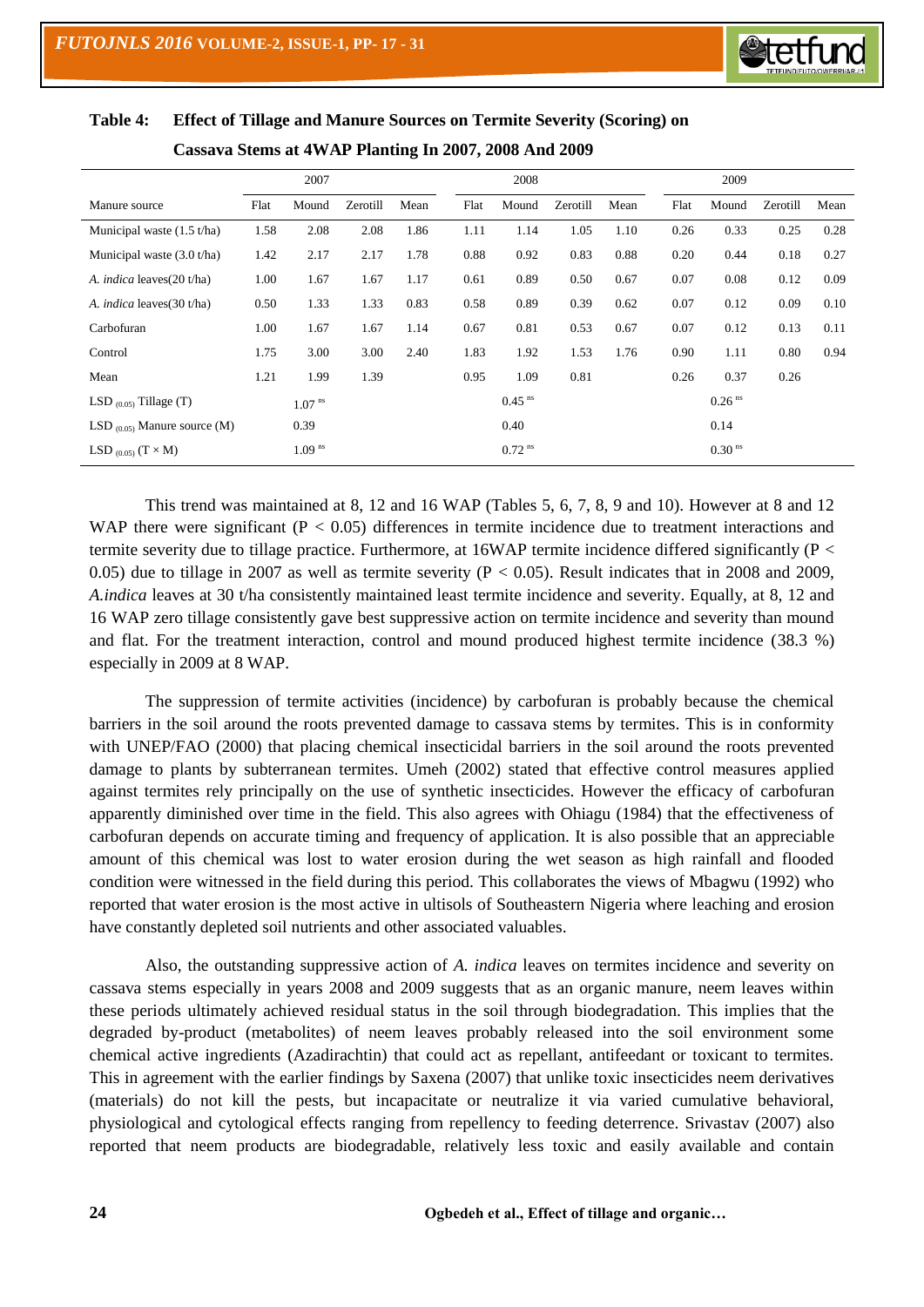**Table 4: Effect of Tillage and Manure Sources on Termite Severity (Scoring) on Cassava Stems at 4WAP Planting In 2007, 2008 And 2009**

| Manure source | 2007 | | | | 2008 | | | | 2009 | | | |
|---|---|---|---|---|---|---|---|---|---|---|---|---|
| | Flat | Mound | Zerotill | Mean | Flat | Mound | Zerotill | Mean | Flat | Mound | Zerotill | Mean |
| Municipal waste (1.5 t/ha) | 1.58 | 2.08 | 2.08 | 1.86 | 1.11 | 1.14 | 1.05 | 1.10 | 0.26 | 0.33 | 0.25 | 0.28 |
| Municipal waste (3.0 t/ha) | 1.42 | 2.17 | 2.17 | 1.78 | 0.88 | 0.92 | 0.83 | 0.88 | 0.20 | 0.44 | 0.18 | 0.27 |
| *A. indica* leaves(20 t/ha) | 1.00 | 1.67 | 1.67 | 1.17 | 0.61 | 0.89 | 0.50 | 0.67 | 0.07 | 0.08 | 0.12 | 0.09 |
| *A. indica* leaves(30 t/ha) | 0.50 | 1.33 | 1.33 | 0.83 | 0.58 | 0.89 | 0.39 | 0.62 | 0.07 | 0.12 | 0.09 | 0.10 |
| Carbofuran | 1.00 | 1.67 | 1.67 | 1.14 | 0.67 | 0.81 | 0.53 | 0.67 | 0.07 | 0.12 | 0.13 | 0.11 |
| Control | 1.75 | 3.00 | 3.00 | 2.40 | 1.83 | 1.92 | 1.53 | 1.76 | 0.90 | 1.11 | 0.80 | 0.94 |
| Mean | 1.21 | 1.99 | 1.39 | | 0.95 | 1.09 | 0.81 | | 0.26 | 0.37 | 0.26 | |
| $LSD_{(0.05)}$ Tillage (T) | | $1.07^{ns}$ | | | | $0.45^{ns}$ | | | | $0.26^{ns}$ | | |
| $LSD_{(0.05)}$ Manure source (M) | | 0.39 | | | | 0.40 | | | | 0.14 | | |
| $LSD_{(0.05)}$ (T × M) | | $1.09^{ns}$ | | | | $0.72^{ns}$ | | | | $0.30^{ns}$ | | |

This trend was maintained at 8, 12 and 16 WAP (Tables 5, 6, 7, 8, 9 and 10). However at 8 and 12 WAP there were significant ($P < 0.05$) differences in termite incidence due to treatment interactions and termite severity due to tillage practice. Furthermore, at 16WAP termite incidence differed significantly ($P < 0.05$) due to tillage in 2007 as well as termite severity ($P < 0.05$). Result indicates that in 2008 and 2009, *A.indica* leaves at 30 t/ha consistently maintained least termite incidence and severity. Equally, at 8, 12 and 16 WAP zero tillage consistently gave best suppressive action on termite incidence and severity than mound and flat. For the treatment interaction, control and mound produced highest termite incidence (38.3 %) especially in 2009 at 8 WAP.

The suppression of termite activities (incidence) by carbofuran is probably because the chemical barriers in the soil around the roots prevented damage to cassava stems by termites. This is in conformity with UNEP/FAO (2000) that placing chemical insecticidal barriers in the soil around the roots prevented damage to plants by subterranean termites. Umeh (2002) stated that effective control measures applied against termites rely principally on the use of synthetic insecticides. However the efficacy of carbofuran apparently diminished over time in the field. This also agrees with Ohiagu (1984) that the effectiveness of carbofuran depends on accurate timing and frequency of application. It is also possible that an appreciable amount of this chemical was lost to water erosion during the wet season as high rainfall and flooded condition were witnessed in the field during this period. This collaborates the views of Mbagwu (1992) who reported that water erosion is the most active in ultisols of Southeastern Nigeria where leaching and erosion have constantly depleted soil nutrients and other associated valuables.

Also, the outstanding suppressive action of *A. indica* leaves on termites incidence and severity on cassava stems especially in years 2008 and 2009 suggests that as an organic manure, neem leaves within these periods ultimately achieved residual status in the soil through biodegradation. This implies that the degraded by-product (metabolites) of neem leaves probably released into the soil environment some chemical active ingredients (Azadirachtin) that could act as repellant, antifeedant or toxicant to termites. This in agreement with the earlier findings by Saxena (2007) that unlike toxic insecticides neem derivatives (materials) do not kill the pests, but incapacitate or neutralize it via varied cumulative behavioral, physiological and cytological effects ranging from repellency to feeding deterrence. Srivastav (2007) also reported that neem products are biodegradable, relatively less toxic and easily available and contain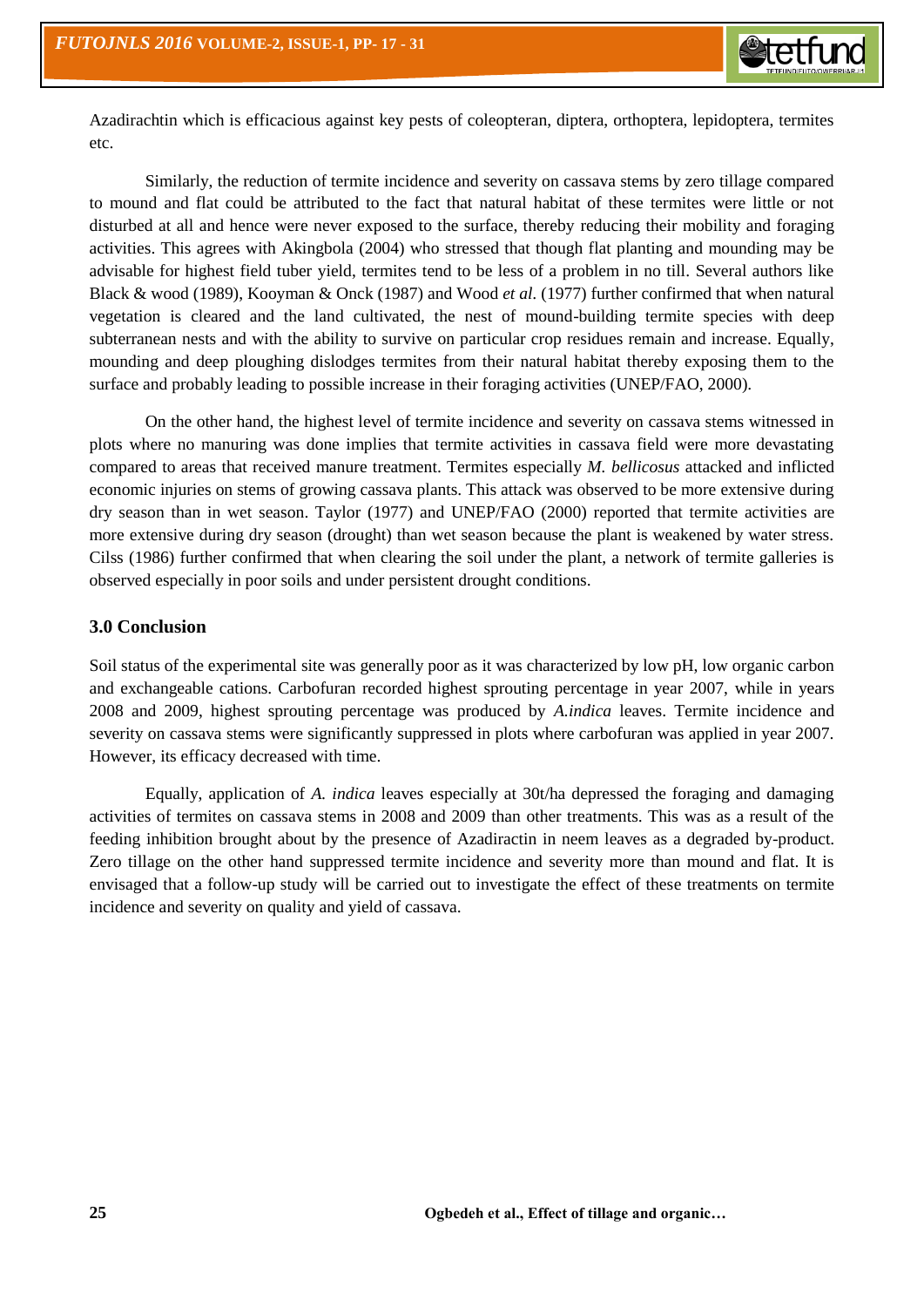Azadirachtin which is efficacious against key pests of coleopteran, diptera, orthoptera, lepidoptera, termites etc.

Similarly, the reduction of termite incidence and severity on cassava stems by zero tillage compared to mound and flat could be attributed to the fact that natural habitat of these termites were little or not disturbed at all and hence were never exposed to the surface, thereby reducing their mobility and foraging activities. This agrees with Akingbola (2004) who stressed that though flat planting and mounding may be advisable for highest field tuber yield, termites tend to be less of a problem in no till. Several authors like Black & wood (1989), Kooyman & Onck (1987) and Wood *et al*. (1977) further confirmed that when natural vegetation is cleared and the land cultivated, the nest of mound-building termite species with deep subterranean nests and with the ability to survive on particular crop residues remain and increase. Equally, mounding and deep ploughing dislodges termites from their natural habitat thereby exposing them to the surface and probably leading to possible increase in their foraging activities (UNEP/FAO, 2000).

On the other hand, the highest level of termite incidence and severity on cassava stems witnessed in plots where no manuring was done implies that termite activities in cassava field were more devastating compared to areas that received manure treatment. Termites especially *M. bellicosus* attacked and inflicted economic injuries on stems of growing cassava plants. This attack was observed to be more extensive during dry season than in wet season. Taylor (1977) and UNEP/FAO (2000) reported that termite activities are more extensive during dry season (drought) than wet season because the plant is weakened by water stress. Cilss (1986) further confirmed that when clearing the soil under the plant, a network of termite galleries is observed especially in poor soils and under persistent drought conditions.

## 3.0 Conclusion

Soil status of the experimental site was generally poor as it was characterized by low pH, low organic carbon and exchangeable cations. Carbofuran recorded highest sprouting percentage in year 2007, while in years 2008 and 2009, highest sprouting percentage was produced by *A.indica* leaves. Termite incidence and severity on cassava stems were significantly suppressed in plots where carbofuran was applied in year 2007. However, its efficacy decreased with time.

Equally, application of *A. indica* leaves especially at 30t/ha depressed the foraging and damaging activities of termites on cassava stems in 2008 and 2009 than other treatments. This was as a result of the feeding inhibition brought about by the presence of Azadiractin in neem leaves as a degraded by-product. Zero tillage on the other hand suppressed termite incidence and severity more than mound and flat. It is envisaged that a follow-up study will be carried out to investigate the effect of these treatments on termite incidence and severity on quality and yield of cassava.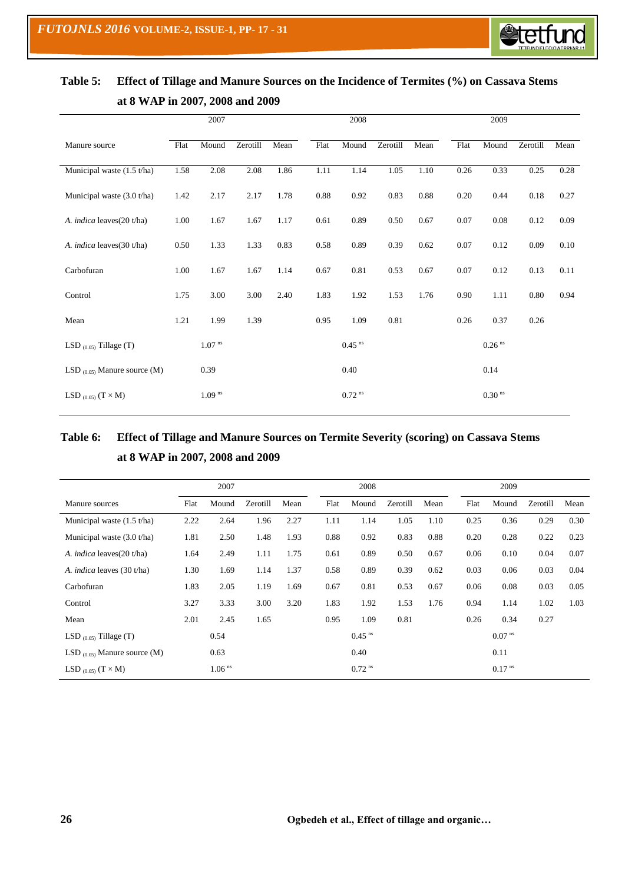**Table 5: Effect of Tillage and Manure Sources on the Incidence of Termites (%) on Cassava Stems at 8 WAP in 2007, 2008 and 2009**

| | 2007 | | | | 2008 | | | | 2009 | | | |
|---|---|---|---|---|---|---|---|---|---|---|---|---|
| Manure source | Flat | Mound | Zerotill | Mean | Flat | Mound | Zerotill | Mean | Flat | Mound | Zerotill | Mean |
| Municipal waste (1.5 t/ha) | 1.58 | 2.08 | 2.08 | 1.86 | 1.11 | 1.14 | 1.05 | 1.10 | 0.26 | 0.33 | 0.25 | 0.28 |
| Municipal waste (3.0 t/ha) | 1.42 | 2.17 | 2.17 | 1.78 | 0.88 | 0.92 | 0.83 | 0.88 | 0.20 | 0.44 | 0.18 | 0.27 |
| *A. indica* leaves(20 t/ha) | 1.00 | 1.67 | 1.67 | 1.17 | 0.61 | 0.89 | 0.50 | 0.67 | 0.07 | 0.08 | 0.12 | 0.09 |
| *A. indica* leaves(30 t/ha) | 0.50 | 1.33 | 1.33 | 0.83 | 0.58 | 0.89 | 0.39 | 0.62 | 0.07 | 0.12 | 0.09 | 0.10 |
| Carbofuran | 1.00 | 1.67 | 1.67 | 1.14 | 0.67 | 0.81 | 0.53 | 0.67 | 0.07 | 0.12 | 0.13 | 0.11 |
| Control | 1.75 | 3.00 | 3.00 | 2.40 | 1.83 | 1.92 | 1.53 | 1.76 | 0.90 | 1.11 | 0.80 | 0.94 |
| Mean | 1.21 | 1.99 | 1.39 | | 0.95 | 1.09 | 0.81 | | 0.26 | 0.37 | 0.26 | |
| LSD $_{(0.05)}$ Tillage (T) | | 1.07 $^{ns}$ | | | | 0.45 $^{ns}$ | | | | 0.26 $^{ns}$ | | |
| LSD $_{(0.05)}$ Manure source (M) | | 0.39 | | | | 0.40 | | | | 0.14 | | |
| LSD $_{(0.05)}$ (T × M) | | 1.09 $^{ns}$ | | | | 0.72 $^{ns}$ | | | | 0.30 $^{ns}$ | | |

**Table 6: Effect of Tillage and Manure Sources on Termite Severity (scoring) on Cassava Stems at 8 WAP in 2007, 2008 and 2009**

| | 2007 | | | | 2008 | | | | 2009 | | | |
|---|---|---|---|---|---|---|---|---|---|---|---|---|
| Manure sources | Flat | Mound | Zerotill | Mean | Flat | Mound | Zerotill | Mean | Flat | Mound | Zerotill | Mean |
| Municipal waste (1.5 t/ha) | 2.22 | 2.64 | 1.96 | 2.27 | 1.11 | 1.14 | 1.05 | 1.10 | 0.25 | 0.36 | 0.29 | 0.30 |
| Municipal waste (3.0 t/ha) | 1.81 | 2.50 | 1.48 | 1.93 | 0.88 | 0.92 | 0.83 | 0.88 | 0.20 | 0.28 | 0.22 | 0.23 |
| *A. indica* leaves(20 t/ha) | 1.64 | 2.49 | 1.11 | 1.75 | 0.61 | 0.89 | 0.50 | 0.67 | 0.06 | 0.10 | 0.04 | 0.07 |
| *A. indica* leaves (30 t/ha) | 1.30 | 1.69 | 1.14 | 1.37 | 0.58 | 0.89 | 0.39 | 0.62 | 0.03 | 0.06 | 0.03 | 0.04 |
| Carbofuran | 1.83 | 2.05 | 1.19 | 1.69 | 0.67 | 0.81 | 0.53 | 0.67 | 0.06 | 0.08 | 0.03 | 0.05 |
| Control | 3.27 | 3.33 | 3.00 | 3.20 | 1.83 | 1.92 | 1.53 | 1.76 | 0.94 | 1.14 | 1.02 | 1.03 |
| Mean | 2.01 | 2.45 | 1.65 | | 0.95 | 1.09 | 0.81 | | 0.26 | 0.34 | 0.27 | |
| LSD $_{(0.05)}$ Tillage (T) | | 0.54 | | | | 0.45 $^{ns}$ | | | | 0.07 $^{ns}$ | | |
| LSD $_{(0.05)}$ Manure source (M) | | 0.63 | | | | 0.40 | | | | 0.11 | | |
| LSD $_{(0.05)}$ (T × M) | | 1.06 $^{ns}$ | | | | 0.72 $^{ns}$ | | | | 0.17 $^{ns}$ | | |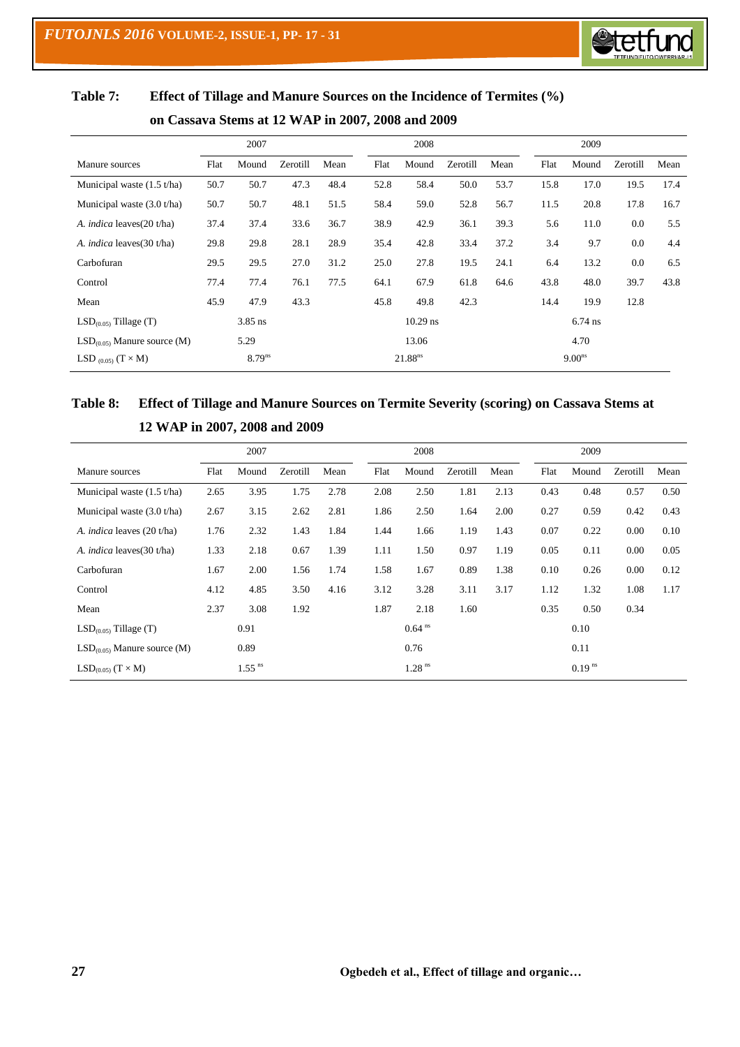**Table 7: Effect of Tillage and Manure Sources on the Incidence of Termites (%) on Cassava Stems at 12 WAP in 2007, 2008 and 2009**

| | 2007 | | | | 2008 | | | | 2009 | | | |
|---|---|---|---|---|---|---|---|---|---|---|---|---|
| Manure sources | Flat | Mound | Zerotill | Mean | Flat | Mound | Zerotill | Mean | Flat | Mound | Zerotill | Mean |
| Municipal waste (1.5 t/ha) | 50.7 | 50.7 | 47.3 | 48.4 | 52.8 | 58.4 | 50.0 | 53.7 | 15.8 | 17.0 | 19.5 | 17.4 |
| Municipal waste (3.0 t/ha) | 50.7 | 50.7 | 48.1 | 51.5 | 58.4 | 59.0 | 52.8 | 56.7 | 11.5 | 20.8 | 17.8 | 16.7 |
| *A. indica* leaves(20 t/ha) | 37.4 | 37.4 | 33.6 | 36.7 | 38.9 | 42.9 | 36.1 | 39.3 | 5.6 | 11.0 | 0.0 | 5.5 |
| *A. indica* leaves(30 t/ha) | 29.8 | 29.8 | 28.1 | 28.9 | 35.4 | 42.8 | 33.4 | 37.2 | 3.4 | 9.7 | 0.0 | 4.4 |
| Carbofuran | 29.5 | 29.5 | 27.0 | 31.2 | 25.0 | 27.8 | 19.5 | 24.1 | 6.4 | 13.2 | 0.0 | 6.5 |
| Control | 77.4 | 77.4 | 76.1 | 77.5 | 64.1 | 67.9 | 61.8 | 64.6 | 43.8 | 48.0 | 39.7 | 43.8 |
| Mean | 45.9 | 47.9 | 43.3 | | 45.8 | 49.8 | 42.3 | | 14.4 | 19.9 | 12.8 | |
| $LSD_{(0.05)}$ Tillage (T) | | 3.85 ns | | | | 10.29 ns | | | | 6.74 ns | | |
| $LSD_{(0.05)}$ Manure source (M) | | 5.29 | | | | 13.06 | | | | 4.70 | | |
| $LSD_{(0.05)}$ (T × M) | | $8.79^{ns}$ | | | | $21.88^{ns}$ | | | | $9.00^{ns}$ | | |

**Table 8: Effect of Tillage and Manure Sources on Termite Severity (scoring) on Cassava Stems at 12 WAP in 2007, 2008 and 2009**

| | 2007 | | | | 2008 | | | | 2009 | | | |
|---|---|---|---|---|---|---|---|---|---|---|---|---|
| Manure sources | Flat | Mound | Zerotill | Mean | Flat | Mound | Zerotill | Mean | Flat | Mound | Zerotill | Mean |
| Municipal waste (1.5 t/ha) | 2.65 | 3.95 | 1.75 | 2.78 | 2.08 | 2.50 | 1.81 | 2.13 | 0.43 | 0.48 | 0.57 | 0.50 |
| Municipal waste (3.0 t/ha) | 2.67 | 3.15 | 2.62 | 2.81 | 1.86 | 2.50 | 1.64 | 2.00 | 0.27 | 0.59 | 0.42 | 0.43 |
| *A. indica* leaves (20 t/ha) | 1.76 | 2.32 | 1.43 | 1.84 | 1.44 | 1.66 | 1.19 | 1.43 | 0.07 | 0.22 | 0.00 | 0.10 |
| *A. indica* leaves(30 t/ha) | 1.33 | 2.18 | 0.67 | 1.39 | 1.11 | 1.50 | 0.97 | 1.19 | 0.05 | 0.11 | 0.00 | 0.05 |
| Carbofuran | 1.67 | 2.00 | 1.56 | 1.74 | 1.58 | 1.67 | 0.89 | 1.38 | 0.10 | 0.26 | 0.00 | 0.12 |
| Control | 4.12 | 4.85 | 3.50 | 4.16 | 3.12 | 3.28 | 3.11 | 3.17 | 1.12 | 1.32 | 1.08 | 1.17 |
| Mean | 2.37 | 3.08 | 1.92 | | 1.87 | 2.18 | 1.60 | | 0.35 | 0.50 | 0.34 | |
| $LSD_{(0.05)}$ Tillage (T) | | 0.91 | | | | $0.64^{ns}$ | | | | 0.10 | | |
| $LSD_{(0.05)}$ Manure source (M) | | 0.89 | | | | 0.76 | | | | 0.11 | | |
| $LSD_{(0.05)}$ (T × M) | | $1.55^{ns}$ | | | | $1.28^{ns}$ | | | | $0.19^{ns}$ | | |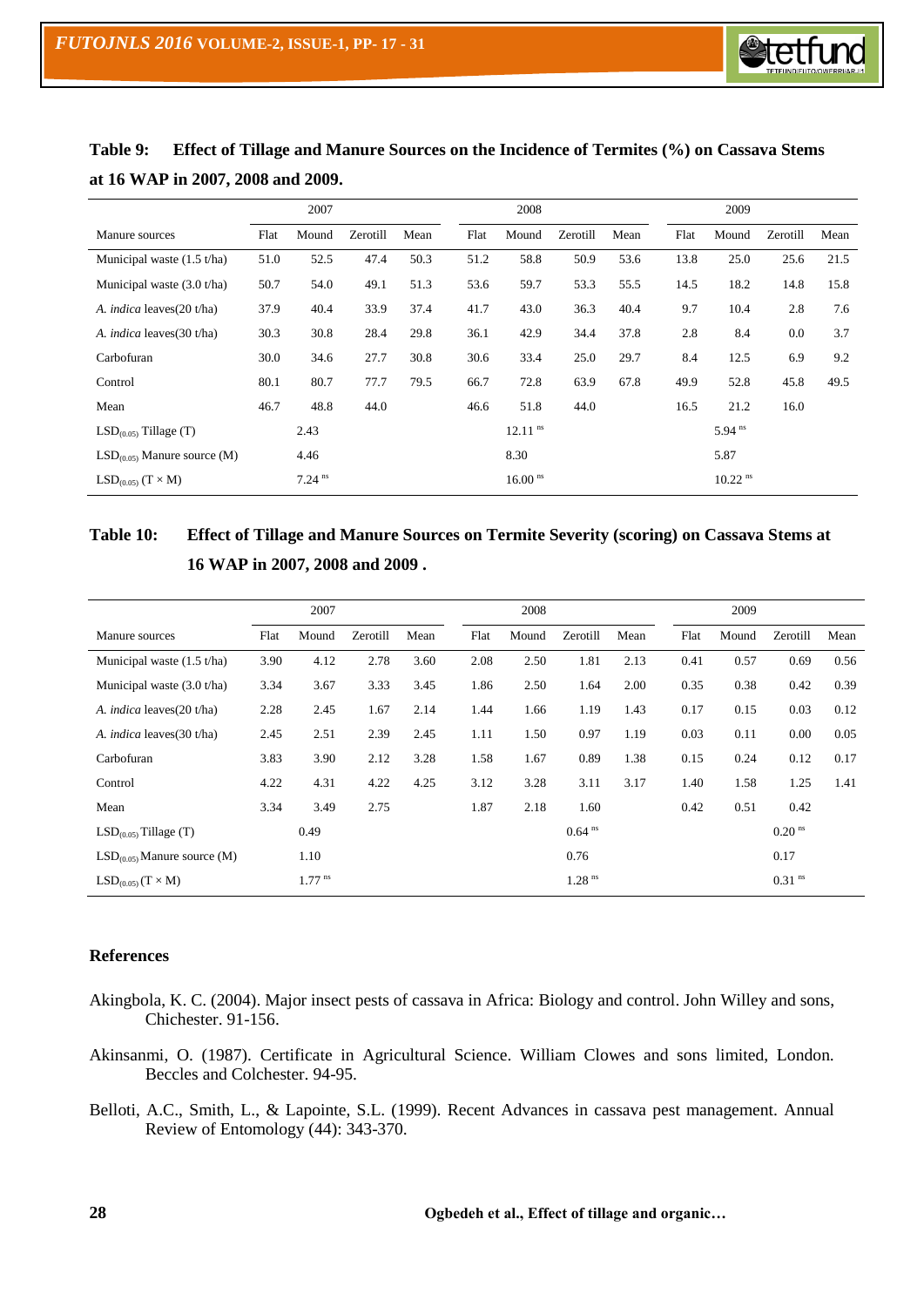**Table 9: Effect of Tillage and Manure Sources on the Incidence of Termites (%) on Cassava Stems at 16 WAP in 2007, 2008 and 2009.**

| | 2007 | | | | 2008 | | | | 2009 | | | |
|---|---|---|---|---|---|---|---|---|---|---|---|---|
| Manure sources | Flat | Mound | Zerotill | Mean | Flat | Mound | Zerotill | Mean | Flat | Mound | Zerotill | Mean |
| Municipal waste (1.5 t/ha) | 51.0 | 52.5 | 47.4 | 50.3 | 51.2 | 58.8 | 50.9 | 53.6 | 13.8 | 25.0 | 25.6 | 21.5 |
| Municipal waste (3.0 t/ha) | 50.7 | 54.0 | 49.1 | 51.3 | 53.6 | 59.7 | 53.3 | 55.5 | 14.5 | 18.2 | 14.8 | 15.8 |
| *A. indica* leaves(20 t/ha) | 37.9 | 40.4 | 33.9 | 37.4 | 41.7 | 43.0 | 36.3 | 40.4 | 9.7 | 10.4 | 2.8 | 7.6 |
| *A. indica* leaves(30 t/ha) | 30.3 | 30.8 | 28.4 | 29.8 | 36.1 | 42.9 | 34.4 | 37.8 | 2.8 | 8.4 | 0.0 | 3.7 |
| Carbofuran | 30.0 | 34.6 | 27.7 | 30.8 | 30.6 | 33.4 | 25.0 | 29.7 | 8.4 | 12.5 | 6.9 | 9.2 |
| Control | 80.1 | 80.7 | 77.7 | 79.5 | 66.7 | 72.8 | 63.9 | 67.8 | 49.9 | 52.8 | 45.8 | 49.5 |
| Mean | 46.7 | 48.8 | 44.0 | | 46.6 | 51.8 | 44.0 | | 16.5 | 21.2 | 16.0 | |
| $LSD_{(0.05)}$ Tillage (T) | | 2.43 | | | | $12.11^{ns}$ | | | | $5.94^{ns}$ | | |
| $LSD_{(0.05)}$ Manure source (M) | | 4.46 | | | | 8.30 | | | | 5.87 | | |
| $LSD_{(0.05)}$ (T × M) | | $7.24^{ns}$ | | | | $16.00^{ns}$ | | | | $10.22^{ns}$ | | |

**Table 10: Effect of Tillage and Manure Sources on Termite Severity (scoring) on Cassava Stems at 16 WAP in 2007, 2008 and 2009 .**

| | 2007 | | | | 2008 | | | | 2009 | | | |
|---|---|---|---|---|---|---|---|---|---|---|---|---|
| Manure sources | Flat | Mound | Zerotill | Mean | Flat | Mound | Zerotill | Mean | Flat | Mound | Zerotill | Mean |
| Municipal waste (1.5 t/ha) | 3.90 | 4.12 | 2.78 | 3.60 | 2.08 | 2.50 | 1.81 | 2.13 | 0.41 | 0.57 | 0.69 | 0.56 |
| Municipal waste (3.0 t/ha) | 3.34 | 3.67 | 3.33 | 3.45 | 1.86 | 2.50 | 1.64 | 2.00 | 0.35 | 0.38 | 0.42 | 0.39 |
| *A. indica* leaves(20 t/ha) | 2.28 | 2.45 | 1.67 | 2.14 | 1.44 | 1.66 | 1.19 | 1.43 | 0.17 | 0.15 | 0.03 | 0.12 |
| *A. indica* leaves(30 t/ha) | 2.45 | 2.51 | 2.39 | 2.45 | 1.11 | 1.50 | 0.97 | 1.19 | 0.03 | 0.11 | 0.00 | 0.05 |
| Carbofuran | 3.83 | 3.90 | 2.12 | 3.28 | 1.58 | 1.67 | 0.89 | 1.38 | 0.15 | 0.24 | 0.12 | 0.17 |
| Control | 4.22 | 4.31 | 4.22 | 4.25 | 3.12 | 3.28 | 3.11 | 3.17 | 1.40 | 1.58 | 1.25 | 1.41 |
| Mean | 3.34 | 3.49 | 2.75 | | 1.87 | 2.18 | 1.60 | | 0.42 | 0.51 | 0.42 | |
| $LSD_{(0.05)}$ Tillage (T) | | 0.49 | | | | | $0.64^{ns}$ | | | | $0.20^{ns}$ | |
| $LSD_{(0.05)}$ Manure source (M) | | 1.10 | | | | | 0.76 | | | | 0.17 | |
| $LSD_{(0.05)}$ (T × M) | | $1.77^{ns}$ | | | | | $1.28^{ns}$ | | | | $0.31^{ns}$ | |

## References

Akingbola, K. C. (2004). Major insect pests of cassava in Africa: Biology and control. John Willey and sons, Chichester. 91-156.

Akinsanmi, O. (1987). Certificate in Agricultural Science. William Clowes and sons limited, London. Beccles and Colchester. 94-95.

Belloti, A.C., Smith, L., & Lapointe, S.L. (1999). Recent Advances in cassava pest management. Annual Review of Entomology (44): 343-370.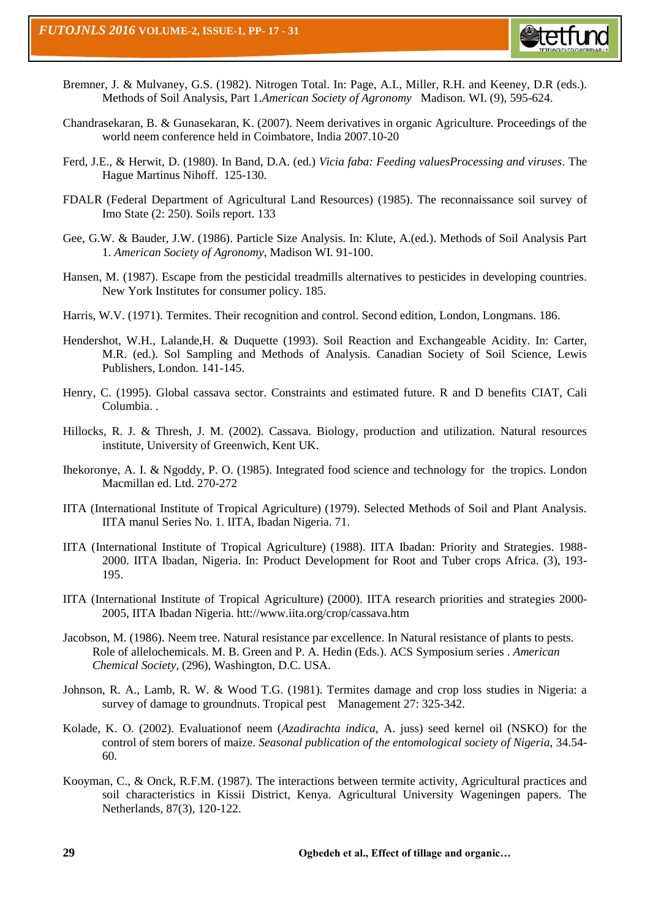Bremner, J. & Mulvaney, G.S. (1982). Nitrogen Total. In: Page, A.I., Miller, R.H. and Keeney, D.R (eds.). Methods of Soil Analysis, Part 1.*American Society of Agronomy* Madison. WI. (9), 595-624.

Chandrasekaran, B. & Gunasekaran, K. (2007). Neem derivatives in organic Agriculture. Proceedings of the world neem conference held in Coimbatore, India 2007.10-20

Ferd, J.E., & Herwit, D. (1980). In Band, D.A. (ed.) *Vicia faba: Feeding valuesProcessing and viruses*. The Hague Martinus Nihoff. 125-130.

FDALR (Federal Department of Agricultural Land Resources) (1985). The reconnaissance soil survey of Imo State (2: 250). Soils report. 133

Gee, G.W. & Bauder, J.W. (1986). Particle Size Analysis. In: Klute, A.(ed.). Methods of Soil Analysis Part 1. *American Society of Agronomy*, Madison WI. 91-100.

Hansen, M. (1987). Escape from the pesticidal treadmills alternatives to pesticides in developing countries. New York Institutes for consumer policy. 185.

Harris, W.V. (1971). Termites. Their recognition and control. Second edition, London, Longmans. 186.

Hendershot, W.H., Lalande,H. & Duquette (1993). Soil Reaction and Exchangeable Acidity. In: Carter, M.R. (ed.). Sol Sampling and Methods of Analysis. Canadian Society of Soil Science, Lewis Publishers, London. 141-145.

Henry, C. (1995). Global cassava sector. Constraints and estimated future. R and D benefits CIAT, Cali Columbia. .

Hillocks, R. J. & Thresh, J. M. (2002). Cassava. Biology, production and utilization. Natural resources institute, University of Greenwich, Kent UK.

Ihekoronye, A. I. & Ngoddy, P. O. (1985). Integrated food science and technology for the tropics. London Macmillan ed. Ltd. 270-272

IITA (International Institute of Tropical Agriculture) (1979). Selected Methods of Soil and Plant Analysis. IITA manul Series No. 1. IITA, Ibadan Nigeria. 71.

IITA (International Institute of Tropical Agriculture) (1988). IITA Ibadan: Priority and Strategies. 1988-2000. IITA Ibadan, Nigeria. In: Product Development for Root and Tuber crops Africa. (3), 193-195.

IITA (International Institute of Tropical Agriculture) (2000). IITA research priorities and strategies 2000-2005, IITA Ibadan Nigeria. htt://www.iita.org/crop/cassava.htm

Jacobson, M. (1986). Neem tree. Natural resistance par excellence. In Natural resistance of plants to pests. Role of allelochemicals. M. B. Green and P. A. Hedin (Eds.). ACS Symposium series . *American Chemical Society*, (296), Washington, D.C. USA.

Johnson, R. A., Lamb, R. W. & Wood T.G. (1981). Termites damage and crop loss studies in Nigeria: a survey of damage to groundnuts. Tropical pest Management 27: 325-342.

Kolade, K. O. (2002). Evaluationof neem (*Azadirachta indica,* A. juss) seed kernel oil (NSKO) for the control of stem borers of maize. *Seasonal publication of the entomological society of Nigeria,* 34.54-60.

Kooyman, C., & Onck, R.F.M. (1987). The interactions between termite activity, Agricultural practices and soil characteristics in Kissii District, Kenya. Agricultural University Wageningen papers. The Netherlands, 87(3), 120-122.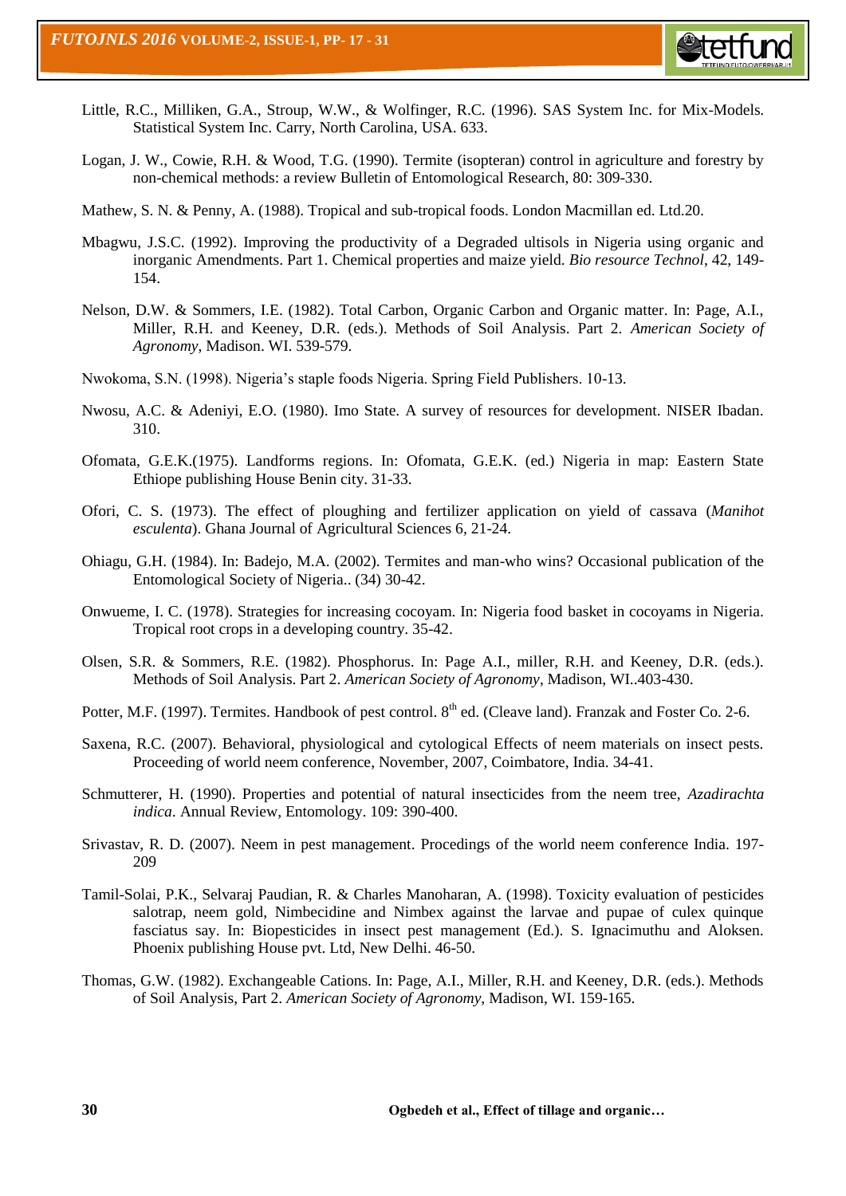Little, R.C., Milliken, G.A., Stroup, W.W., & Wolfinger, R.C. (1996). SAS System Inc. for Mix-Models. Statistical System Inc. Carry, North Carolina, USA. 633.

Logan, J. W., Cowie, R.H. & Wood, T.G. (1990). Termite (isopteran) control in agriculture and forestry by non-chemical methods: a review Bulletin of Entomological Research, 80: 309-330.

Mathew, S. N. & Penny, A. (1988). Tropical and sub-tropical foods. London Macmillan ed. Ltd.20.

Mbagwu, J.S.C. (1992). Improving the productivity of a Degraded ultisols in Nigeria using organic and inorganic Amendments. Part 1. Chemical properties and maize yield. *Bio resource Technol*, 42, 149-154.

Nelson, D.W. & Sommers, I.E. (1982). Total Carbon, Organic Carbon and Organic matter. In: Page, A.I., Miller, R.H. and Keeney, D.R. (eds.). Methods of Soil Analysis. Part 2. *American Society of Agronomy*, Madison. WI. 539-579.

Nwokoma, S.N. (1998). Nigeria's staple foods Nigeria. Spring Field Publishers. 10-13.

Nwosu, A.C. & Adeniyi, E.O. (1980). Imo State. A survey of resources for development. NISER Ibadan. 310.

Ofomata, G.E.K.(1975). Landforms regions. In: Ofomata, G.E.K. (ed.) Nigeria in map: Eastern State Ethiope publishing House Benin city. 31-33.

Ofori, C. S. (1973). The effect of ploughing and fertilizer application on yield of cassava (*Manihot esculenta*). Ghana Journal of Agricultural Sciences 6, 21-24.

Ohiagu, G.H. (1984). In: Badejo, M.A. (2002). Termites and man-who wins? Occasional publication of the Entomological Society of Nigeria.. (34) 30-42.

Onwueme, I. C. (1978). Strategies for increasing cocoyam. In: Nigeria food basket in cocoyams in Nigeria. Tropical root crops in a developing country. 35-42.

Olsen, S.R. & Sommers, R.E. (1982). Phosphorus. In: Page A.I., miller, R.H. and Keeney, D.R. (eds.). Methods of Soil Analysis. Part 2. *American Society of Agronomy*, Madison, WI..403-430.

Potter, M.F. (1997). Termites. Handbook of pest control. 8th ed. (Cleave land). Franzak and Foster Co. 2-6.

Saxena, R.C. (2007). Behavioral, physiological and cytological Effects of neem materials on insect pests. Proceeding of world neem conference, November, 2007, Coimbatore, India. 34-41.

Schmutterer, H. (1990). Properties and potential of natural insecticides from the neem tree, *Azadirachta indica*. Annual Review, Entomology. 109: 390-400.

Srivastav, R. D. (2007). Neem in pest management. Procedings of the world neem conference India. 197-209

Tamil-Solai, P.K., Selvaraj Paudian, R. & Charles Manoharan, A. (1998). Toxicity evaluation of pesticides salotrap, neem gold, Nimbecidine and Nimbex against the larvae and pupae of culex quinque fasciatus say. In: Biopesticides in insect pest management (Ed.). S. Ignacimuthu and Aloksen. Phoenix publishing House pvt. Ltd, New Delhi. 46-50.

Thomas, G.W. (1982). Exchangeable Cations. In: Page, A.I., Miller, R.H. and Keeney, D.R. (eds.). Methods of Soil Analysis, Part 2. *American Society of Agronomy*, Madison, WI. 159-165.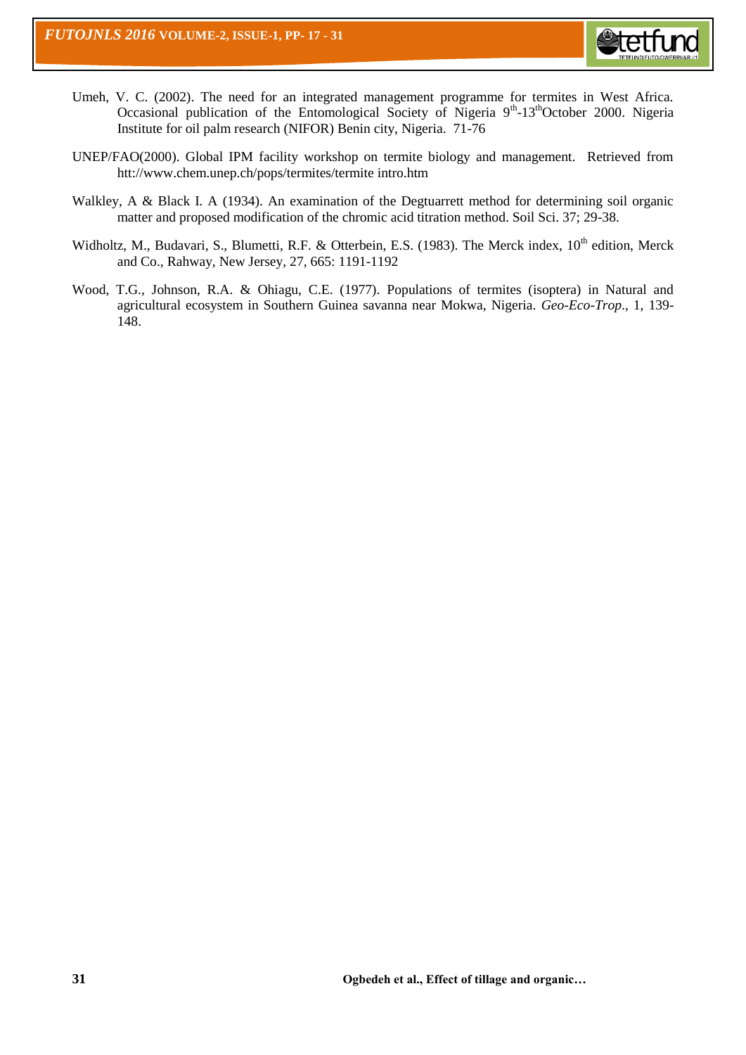Umeh, V. C. (2002). The need for an integrated management programme for termites in West Africa. Occasional publication of the Entomological Society of Nigeria 9[th]-13[th]October 2000. Nigeria Institute for oil palm research (NIFOR) Benin city, Nigeria. 71-76

UNEP/FAO(2000). Global IPM facility workshop on termite biology and management. Retrieved from htt://www.chem.unep.ch/pops/termites/termite intro.htm

Walkley, A & Black I. A (1934). An examination of the Degtuarrett method for determining soil organic matter and proposed modification of the chromic acid titration method. Soil Sci. 37; 29-38.

Widholtz, M., Budavari, S., Blumetti, R.F. & Otterbein, E.S. (1983). The Merck index, 10[th] edition, Merck and Co., Rahway, New Jersey, 27, 665: 1191-1192

Wood, T.G., Johnson, R.A. & Ohiagu, C.E. (1977). Populations of termites (isoptera) in Natural and agricultural ecosystem in Southern Guinea savanna near Mokwa, Nigeria. *Geo-Eco-Trop*., 1, 139-148.